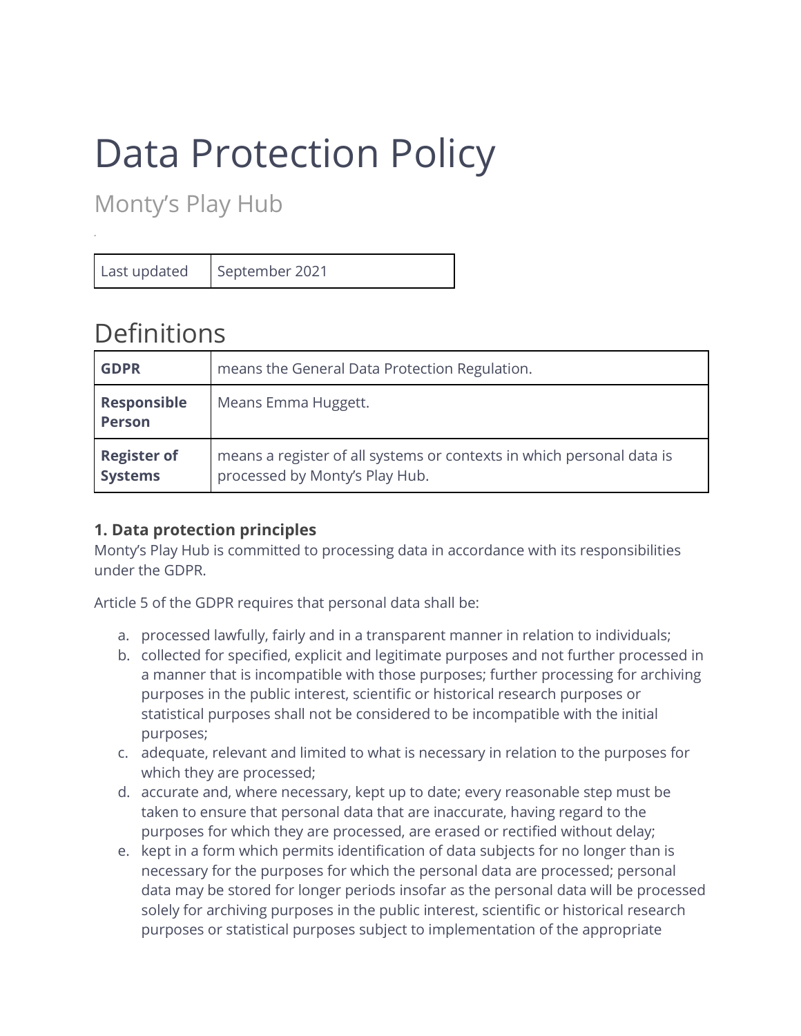# Data Protection Policy

## Monty's Play Hub

| Last updated | September 2021 |
|---|---|

## Definitions

| | |
|---|---|
| **GDPR** | means the General Data Protection Regulation. |
| **Responsible Person** | Means Emma Huggett. |
| **Register of Systems** | means a register of all systems or contexts in which personal data is processed by Monty's Play Hub. |

**1. Data protection principles**

Monty's Play Hub is committed to processing data in accordance with its responsibilities under the GDPR.

Article 5 of the GDPR requires that personal data shall be:

a. processed lawfully, fairly and in a transparent manner in relation to individuals;
b. collected for specified, explicit and legitimate purposes and not further processed in a manner that is incompatible with those purposes; further processing for archiving purposes in the public interest, scientific or historical research purposes or statistical purposes shall not be considered to be incompatible with the initial purposes;
c. adequate, relevant and limited to what is necessary in relation to the purposes for which they are processed;
d. accurate and, where necessary, kept up to date; every reasonable step must be taken to ensure that personal data that are inaccurate, having regard to the purposes for which they are processed, are erased or rectified without delay;
e. kept in a form which permits identification of data subjects for no longer than is necessary for the purposes for which the personal data are processed; personal data may be stored for longer periods insofar as the personal data will be processed solely for archiving purposes in the public interest, scientific or historical research purposes or statistical purposes subject to implementation of the appropriate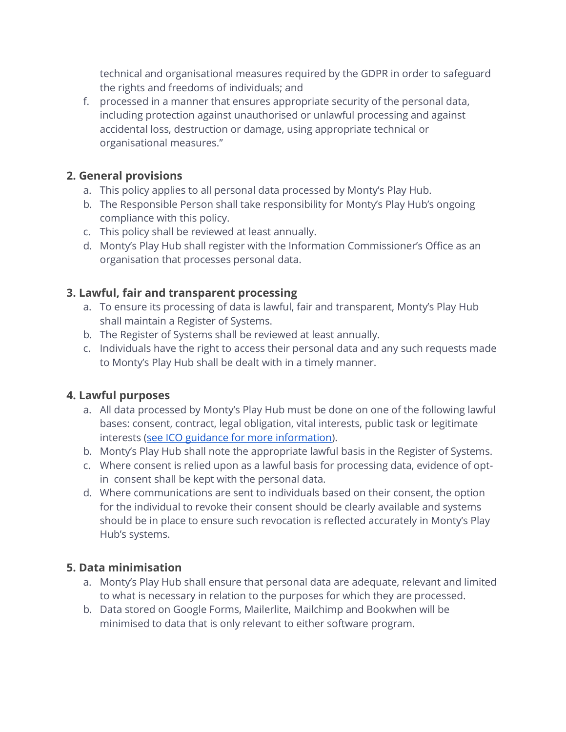technical and organisational measures required by the GDPR in order to safeguard the rights and freedoms of individuals; and

f. processed in a manner that ensures appropriate security of the personal data, including protection against unauthorised or unlawful processing and against accidental loss, destruction or damage, using appropriate technical or organisational measures."

## 2. General provisions

a. This policy applies to all personal data processed by Monty's Play Hub.
b. The Responsible Person shall take responsibility for Monty's Play Hub's ongoing compliance with this policy.
c. This policy shall be reviewed at least annually.
d. Monty's Play Hub shall register with the Information Commissioner's Office as an organisation that processes personal data.

## 3. Lawful, fair and transparent processing

a. To ensure its processing of data is lawful, fair and transparent, Monty's Play Hub shall maintain a Register of Systems.
b. The Register of Systems shall be reviewed at least annually.
c. Individuals have the right to access their personal data and any such requests made to Monty's Play Hub shall be dealt with in a timely manner.

## 4. Lawful purposes

a. All data processed by Monty's Play Hub must be done on one of the following lawful bases: consent, contract, legal obligation, vital interests, public task or legitimate interests (see ICO guidance for more information).
b. Monty's Play Hub shall note the appropriate lawful basis in the Register of Systems.
c. Where consent is relied upon as a lawful basis for processing data, evidence of opt-in consent shall be kept with the personal data.
d. Where communications are sent to individuals based on their consent, the option for the individual to revoke their consent should be clearly available and systems should be in place to ensure such revocation is reflected accurately in Monty's Play Hub's systems.

## 5. Data minimisation

a. Monty's Play Hub shall ensure that personal data are adequate, relevant and limited to what is necessary in relation to the purposes for which they are processed.
b. Data stored on Google Forms, Mailerlite, Mailchimp and Bookwhen will be minimised to data that is only relevant to either software program.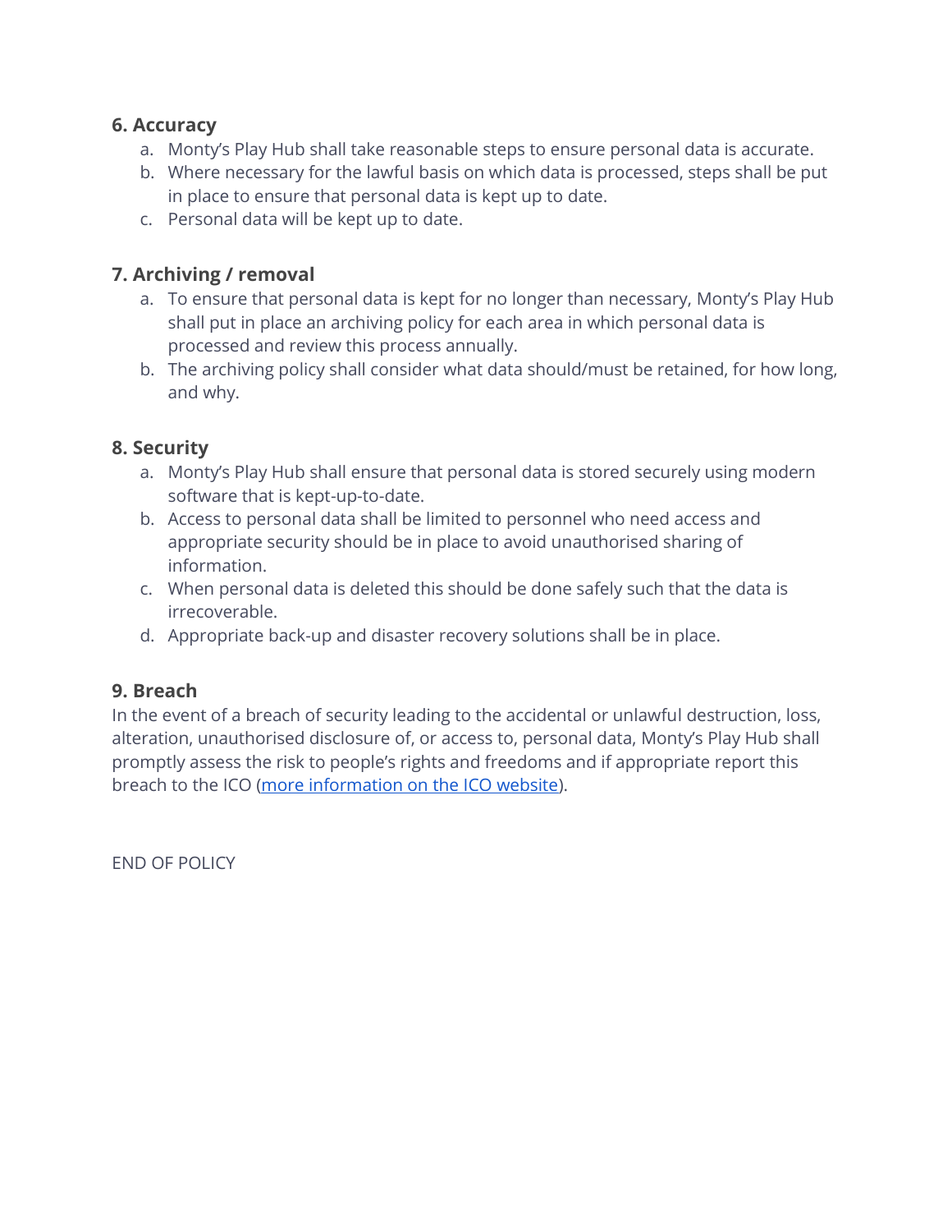## 6. Accuracy

a. Monty's Play Hub shall take reasonable steps to ensure personal data is accurate.
b. Where necessary for the lawful basis on which data is processed, steps shall be put in place to ensure that personal data is kept up to date.
c. Personal data will be kept up to date.

## 7. Archiving / removal

a. To ensure that personal data is kept for no longer than necessary, Monty's Play Hub shall put in place an archiving policy for each area in which personal data is processed and review this process annually.
b. The archiving policy shall consider what data should/must be retained, for how long, and why.

## 8. Security

a. Monty's Play Hub shall ensure that personal data is stored securely using modern software that is kept-up-to-date.
b. Access to personal data shall be limited to personnel who need access and appropriate security should be in place to avoid unauthorised sharing of information.
c. When personal data is deleted this should be done safely such that the data is irrecoverable.
d. Appropriate back-up and disaster recovery solutions shall be in place.

## 9. Breach

In the event of a breach of security leading to the accidental or unlawful destruction, loss, alteration, unauthorised disclosure of, or access to, personal data, Monty's Play Hub shall promptly assess the risk to people's rights and freedoms and if appropriate report this breach to the ICO (more information on the ICO website).

END OF POLICY